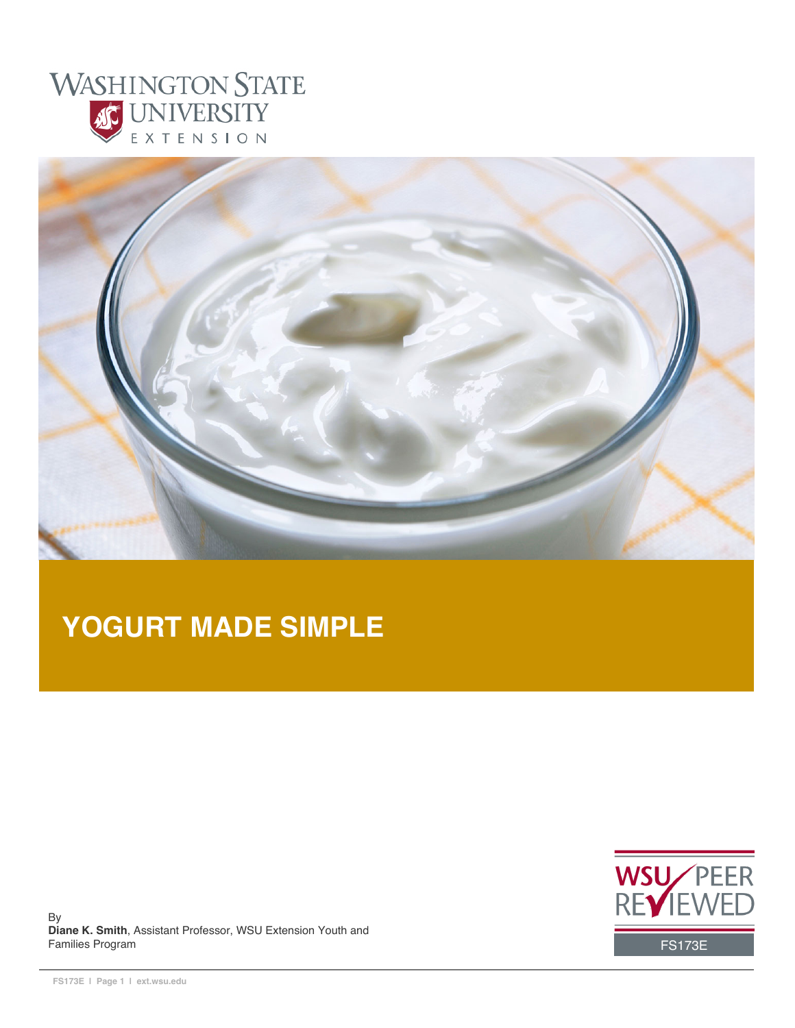WASHINGTON STATE UNIVERSITY EXTENSION

# YOGURT MADE SIMPLE

By
**Diane K. Smith**, Assistant Professor, WSU Extension Youth and Families Program

WSU PEER REVIEWED

FS173E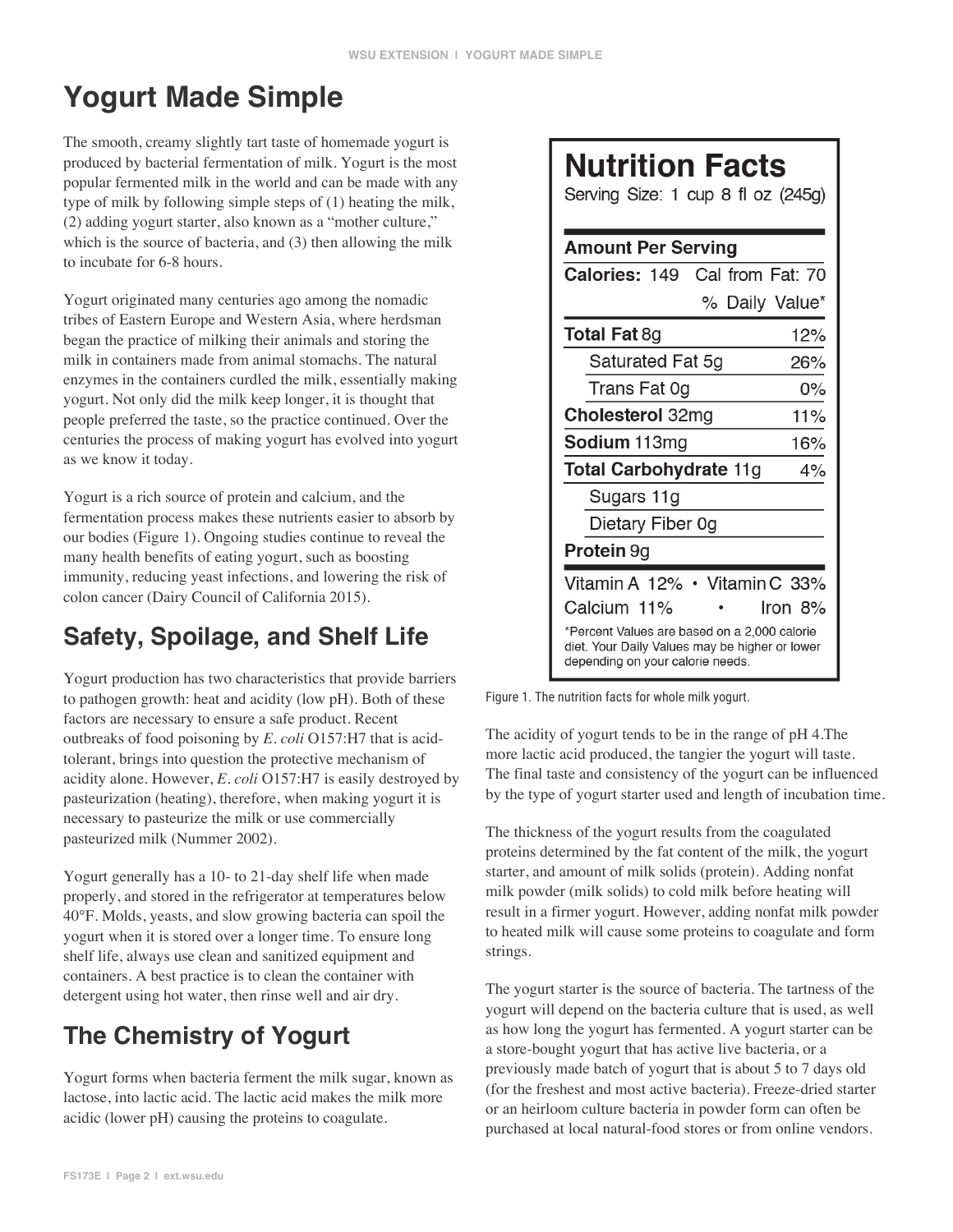# Yogurt Made Simple

The smooth, creamy slightly tart taste of homemade yogurt is produced by bacterial fermentation of milk. Yogurt is the most popular fermented milk in the world and can be made with any type of milk by following simple steps of (1) heating the milk, (2) adding yogurt starter, also known as a "mother culture," which is the source of bacteria, and (3) then allowing the milk to incubate for 6-8 hours.

Yogurt originated many centuries ago among the nomadic tribes of Eastern Europe and Western Asia, where herdsman began the practice of milking their animals and storing the milk in containers made from animal stomachs. The natural enzymes in the containers curdled the milk, essentially making yogurt. Not only did the milk keep longer, it is thought that people preferred the taste, so the practice continued. Over the centuries the process of making yogurt has evolved into yogurt as we know it today.

Yogurt is a rich source of protein and calcium, and the fermentation process makes these nutrients easier to absorb by our bodies (Figure 1). Ongoing studies continue to reveal the many health benefits of eating yogurt, such as boosting immunity, reducing yeast infections, and lowering the risk of colon cancer (Dairy Council of California 2015).

## Safety, Spoilage, and Shelf Life

Yogurt production has two characteristics that provide barriers to pathogen growth: heat and acidity (low pH). Both of these factors are necessary to ensure a safe product. Recent outbreaks of food poisoning by *E. coli* O157:H7 that is acid-tolerant, brings into question the protective mechanism of acidity alone. However, *E. coli* O157:H7 is easily destroyed by pasteurization (heating), therefore, when making yogurt it is necessary to pasteurize the milk or use commercially pasteurized milk (Nummer 2002).

Yogurt generally has a 10- to 21-day shelf life when made properly, and stored in the refrigerator at temperatures below 40°F. Molds, yeasts, and slow growing bacteria can spoil the yogurt when it is stored over a longer time. To ensure long shelf life, always use clean and sanitized equipment and containers. A best practice is to clean the container with detergent using hot water, then rinse well and air dry.

## The Chemistry of Yogurt

Yogurt forms when bacteria ferment the milk sugar, known as lactose, into lactic acid. The lactic acid makes the milk more acidic (lower pH) causing the proteins to coagulate.

**Nutrition Facts**

Serving Size: 1 cup 8 fl oz (245g)

| Amount Per Serving | |
|---|---|
| **Calories:** 149 | Cal from Fat: 70 |
| | % Daily Value* |
| **Total Fat** 8g | 12% |
| Saturated Fat 5g | 26% |
| Trans Fat 0g | 0% |
| **Cholesterol** 32mg | 11% |
| **Sodium** 113mg | 16% |
| **Total Carbohydrate** 11g | 4% |
| Sugars 11g | |
| Dietary Fiber 0g | |
| **Protein** 9g | |
| Vitamin A 12% | Vitamin C 33% |
| Calcium 11% | Iron 8% |

*Percent Values are based on a 2,000 calorie diet. Your Daily Values may be higher or lower depending on your calorie needs.

Figure 1. The nutrition facts for whole milk yogurt.

The acidity of yogurt tends to be in the range of pH 4.The more lactic acid produced, the tangier the yogurt will taste. The final taste and consistency of the yogurt can be influenced by the type of yogurt starter used and length of incubation time.

The thickness of the yogurt results from the coagulated proteins determined by the fat content of the milk, the yogurt starter, and amount of milk solids (protein). Adding nonfat milk powder (milk solids) to cold milk before heating will result in a firmer yogurt. However, adding nonfat milk powder to heated milk will cause some proteins to coagulate and form strings.

The yogurt starter is the source of bacteria. The tartness of the yogurt will depend on the bacteria culture that is used, as well as how long the yogurt has fermented. A yogurt starter can be a store-bought yogurt that has active live bacteria, or a previously made batch of yogurt that is about 5 to 7 days old (for the freshest and most active bacteria). Freeze-dried starter or an heirloom culture bacteria in powder form can often be purchased at local natural-food stores or from online vendors.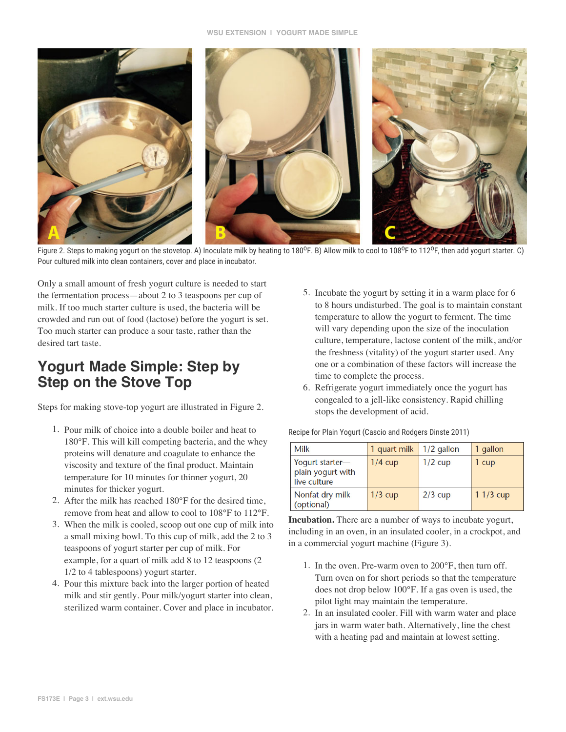Figure 2. Steps to making yogurt on the stovetop. A) Inoculate milk by heating to 180°F. B) Allow milk to cool to 108°F to 112°F, then add yogurt starter. C) Pour cultured milk into clean containers, cover and place in incubator.

Only a small amount of fresh yogurt culture is needed to start the fermentation process—about 2 to 3 teaspoons per cup of milk. If too much starter culture is used, the bacteria will be crowded and run out of food (lactose) before the yogurt is set. Too much starter can produce a sour taste, rather than the desired tart taste.

## Yogurt Made Simple: Step by Step on the Stove Top

Steps for making stove-top yogurt are illustrated in Figure 2.

1. Pour milk of choice into a double boiler and heat to 180°F. This will kill competing bacteria, and the whey proteins will denature and coagulate to enhance the viscosity and texture of the final product. Maintain temperature for 10 minutes for thinner yogurt, 20 minutes for thicker yogurt.
2. After the milk has reached 180°F for the desired time, remove from heat and allow to cool to 108°F to 112°F.
3. When the milk is cooled, scoop out one cup of milk into a small mixing bowl. To this cup of milk, add the 2 to 3 teaspoons of yogurt starter per cup of milk. For example, for a quart of milk add 8 to 12 teaspoons (2 1/2 to 4 tablespoons) yogurt starter.
4. Pour this mixture back into the larger portion of heated milk and stir gently. Pour milk/yogurt starter into clean, sterilized warm container. Cover and place in incubator.
5. Incubate the yogurt by setting it in a warm place for 6 to 8 hours undisturbed. The goal is to maintain constant temperature to allow the yogurt to ferment. The time will vary depending upon the size of the inoculation culture, temperature, lactose content of the milk, and/or the freshness (vitality) of the yogurt starter used. Any one or a combination of these factors will increase the time to complete the process.
6. Refrigerate yogurt immediately once the yogurt has congealed to a jell-like consistency. Rapid chilling stops the development of acid.

Recipe for Plain Yogurt (Cascio and Rodgers Dinste 2011)

| Milk | 1 quart milk | 1/2 gallon | 1 gallon |
|---|---|---|---|
| Yogurt starter—plain yogurt with live culture | 1/4 cup | 1/2 cup | 1 cup |
| Nonfat dry milk (optional) | 1/3 cup | 2/3 cup | 1 1/3 cup |

**Incubation.** There are a number of ways to incubate yogurt, including in an oven, in an insulated cooler, in a crockpot, and in a commercial yogurt machine (Figure 3).

1. In the oven. Pre-warm oven to 200°F, then turn off. Turn oven on for short periods so that the temperature does not drop below 100°F. If a gas oven is used, the pilot light may maintain the temperature.
2. In an insulated cooler. Fill with warm water and place jars in warm water bath. Alternatively, line the chest with a heating pad and maintain at lowest setting.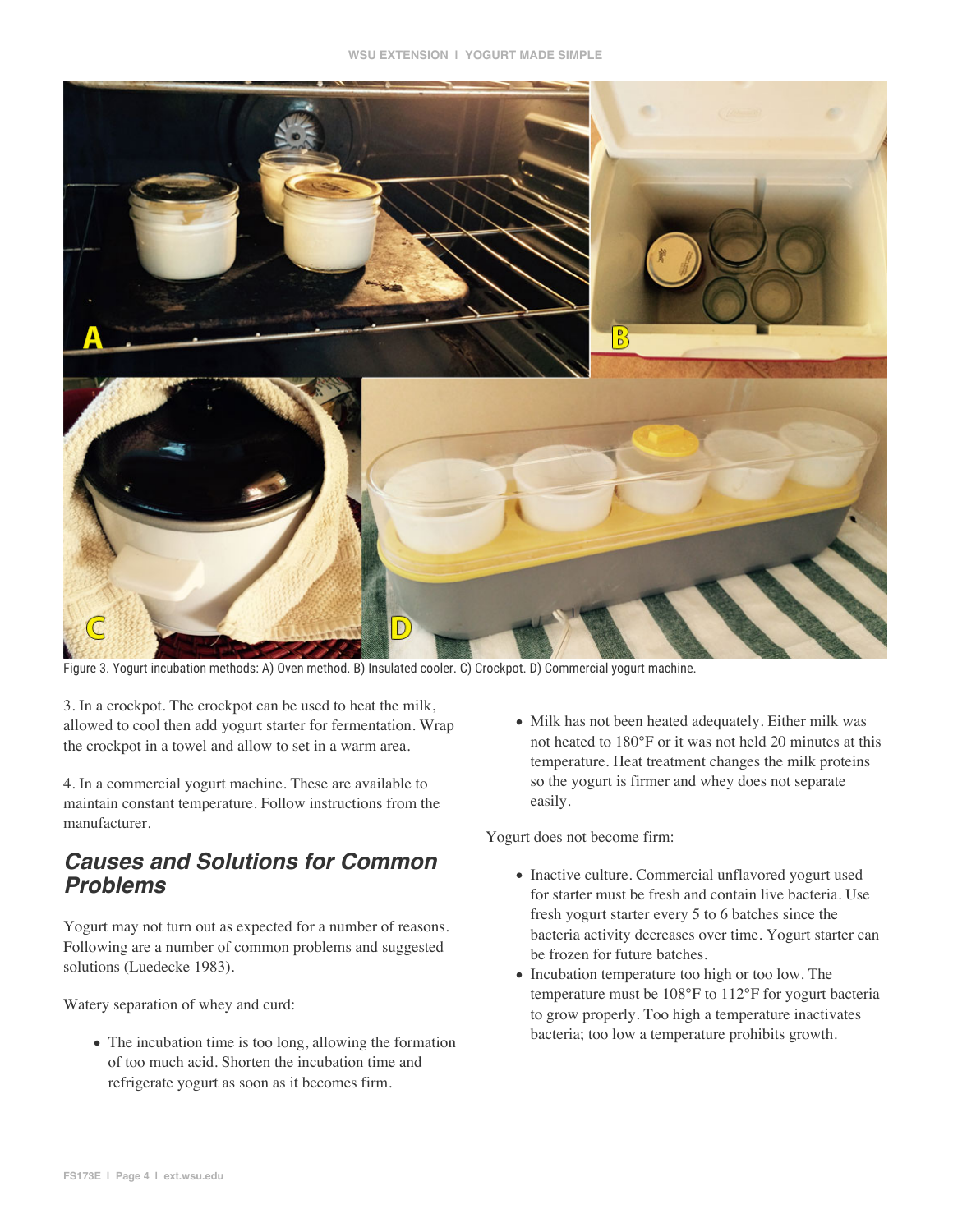Figure 3. Yogurt incubation methods: A) Oven method. B) Insulated cooler. C) Crockpot. D) Commercial yogurt machine.

3. In a crockpot. The crockpot can be used to heat the milk, allowed to cool then add yogurt starter for fermentation. Wrap the crockpot in a towel and allow to set in a warm area.

4. In a commercial yogurt machine. These are available to maintain constant temperature. Follow instructions from the manufacturer.

## *Causes and Solutions for Common Problems*

Yogurt may not turn out as expected for a number of reasons. Following are a number of common problems and suggested solutions (Luedecke 1983).

Watery separation of whey and curd:

- The incubation time is too long, allowing the formation of too much acid. Shorten the incubation time and refrigerate yogurt as soon as it becomes firm.
- Milk has not been heated adequately. Either milk was not heated to 180°F or it was not held 20 minutes at this temperature. Heat treatment changes the milk proteins so the yogurt is firmer and whey does not separate easily.

Yogurt does not become firm:

- Inactive culture. Commercial unflavored yogurt used for starter must be fresh and contain live bacteria. Use fresh yogurt starter every 5 to 6 batches since the bacteria activity decreases over time. Yogurt starter can be frozen for future batches.
- Incubation temperature too high or too low. The temperature must be 108°F to 112°F for yogurt bacteria to grow properly. Too high a temperature inactivates bacteria; too low a temperature prohibits growth.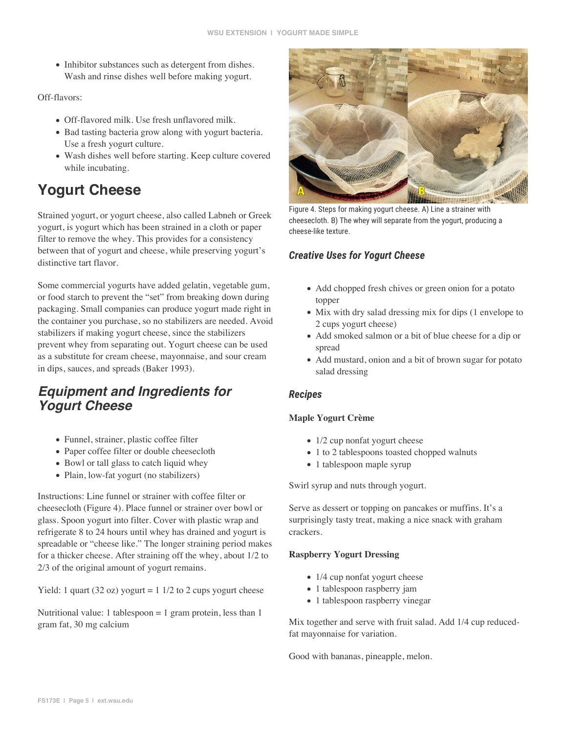- Inhibitor substances such as detergent from dishes. Wash and rinse dishes well before making yogurt.

Off-flavors:

- Off-flavored milk. Use fresh unflavored milk.
- Bad tasting bacteria grow along with yogurt bacteria. Use a fresh yogurt culture.
- Wash dishes well before starting. Keep culture covered while incubating.

# Yogurt Cheese

Strained yogurt, or yogurt cheese, also called Labneh or Greek yogurt, is yogurt which has been strained in a cloth or paper filter to remove the whey. This provides for a consistency between that of yogurt and cheese, while preserving yogurt's distinctive tart flavor.

Some commercial yogurts have added gelatin, vegetable gum, or food starch to prevent the "set" from breaking down during packaging. Small companies can produce yogurt made right in the container you purchase, so no stabilizers are needed. Avoid stabilizers if making yogurt cheese, since the stabilizers prevent whey from separating out. Yogurt cheese can be used as a substitute for cream cheese, mayonnaise, and sour cream in dips, sauces, and spreads (Baker 1993).

## *Equipment and Ingredients for Yogurt Cheese*

- Funnel, strainer, plastic coffee filter
- Paper coffee filter or double cheesecloth
- Bowl or tall glass to catch liquid whey
- Plain, low-fat yogurt (no stabilizers)

Instructions: Line funnel or strainer with coffee filter or cheesecloth (Figure 4). Place funnel or strainer over bowl or glass. Spoon yogurt into filter. Cover with plastic wrap and refrigerate 8 to 24 hours until whey has drained and yogurt is spreadable or "cheese like." The longer straining period makes for a thicker cheese. After straining off the whey, about 1/2 to 2/3 of the original amount of yogurt remains.

Yield: 1 quart (32 oz) yogurt = 1 1/2 to 2 cups yogurt cheese

Nutritional value: 1 tablespoon = 1 gram protein, less than 1 gram fat, 30 mg calcium

Figure 4. Steps for making yogurt cheese. A) Line a strainer with cheesecloth. B) The whey will separate from the yogurt, producing a cheese-like texture.

### *Creative Uses for Yogurt Cheese*

- Add chopped fresh chives or green onion for a potato topper
- Mix with dry salad dressing mix for dips (1 envelope to 2 cups yogurt cheese)
- Add smoked salmon or a bit of blue cheese for a dip or spread
- Add mustard, onion and a bit of brown sugar for potato salad dressing

### *Recipes*

**Maple Yogurt Crème**

- 1/2 cup nonfat yogurt cheese
- 1 to 2 tablespoons toasted chopped walnuts
- 1 tablespoon maple syrup

Swirl syrup and nuts through yogurt.

Serve as dessert or topping on pancakes or muffins. It's a surprisingly tasty treat, making a nice snack with graham crackers.

**Raspberry Yogurt Dressing**

- 1/4 cup nonfat yogurt cheese
- 1 tablespoon raspberry jam
- 1 tablespoon raspberry vinegar

Mix together and serve with fruit salad. Add 1/4 cup reduced-fat mayonnaise for variation.

Good with bananas, pineapple, melon.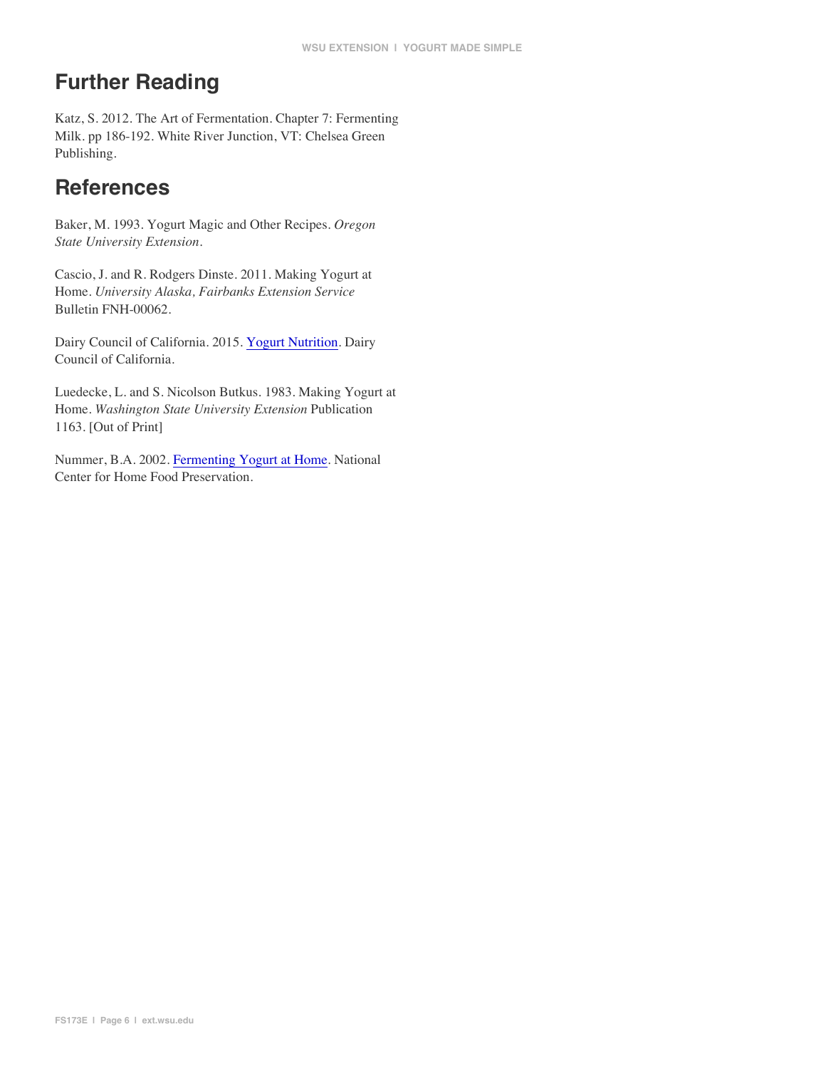## Further Reading

Katz, S. 2012. The Art of Fermentation. Chapter 7: Fermenting Milk. pp 186-192. White River Junction, VT: Chelsea Green Publishing.

## References

Baker, M. 1993. Yogurt Magic and Other Recipes. *Oregon State University Extension*.

Cascio, J. and R. Rodgers Dinste. 2011. Making Yogurt at Home. *University Alaska, Fairbanks Extension Service* Bulletin FNH-00062.

Dairy Council of California. 2015. Yogurt Nutrition. Dairy Council of California.

Luedecke, L. and S. Nicolson Butkus. 1983. Making Yogurt at Home. *Washington State University Extension* Publication 1163. [Out of Print]

Nummer, B.A. 2002. Fermenting Yogurt at Home. National Center for Home Food Preservation.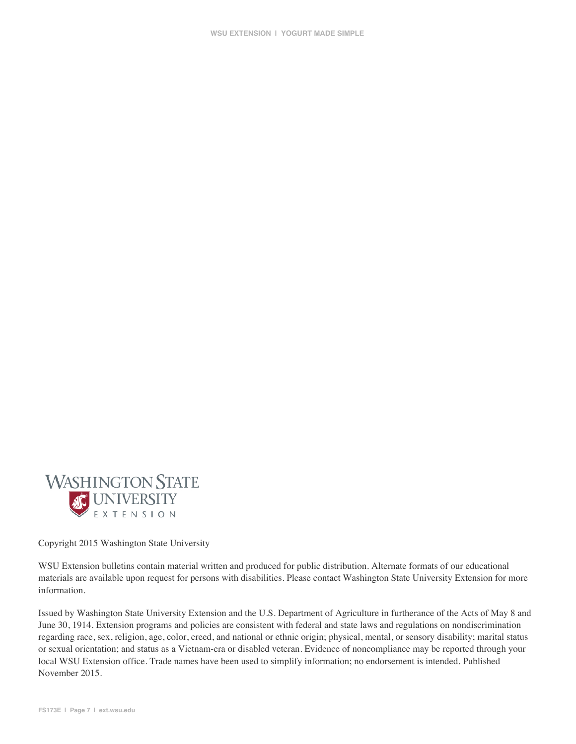Copyright 2015 Washington State University

WSU Extension bulletins contain material written and produced for public distribution. Alternate formats of our educational materials are available upon request for persons with disabilities. Please contact Washington State University Extension for more information.

Issued by Washington State University Extension and the U.S. Department of Agriculture in furtherance of the Acts of May 8 and June 30, 1914. Extension programs and policies are consistent with federal and state laws and regulations on nondiscrimination regarding race, sex, religion, age, color, creed, and national or ethnic origin; physical, mental, or sensory disability; marital status or sexual orientation; and status as a Vietnam-era or disabled veteran. Evidence of noncompliance may be reported through your local WSU Extension office. Trade names have been used to simplify information; no endorsement is intended. Published November 2015.